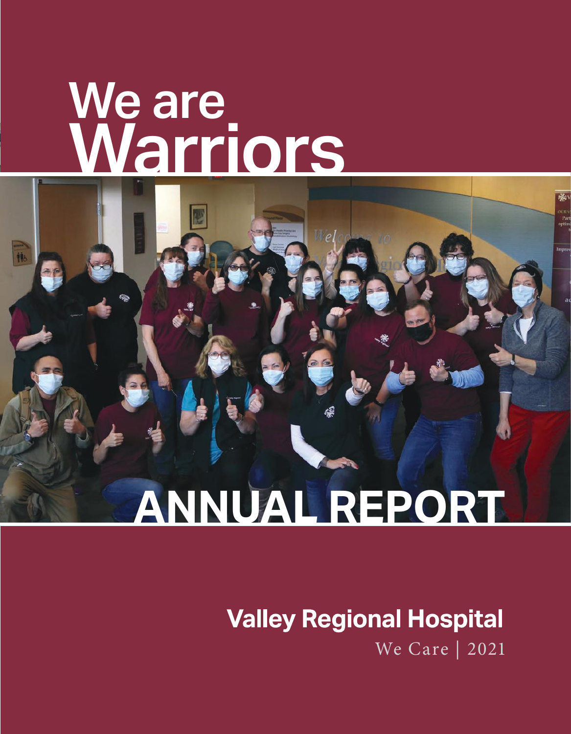# We are Warriors

# ANNUAL REPORT

## Valley Regional Hospital

We Care | 2021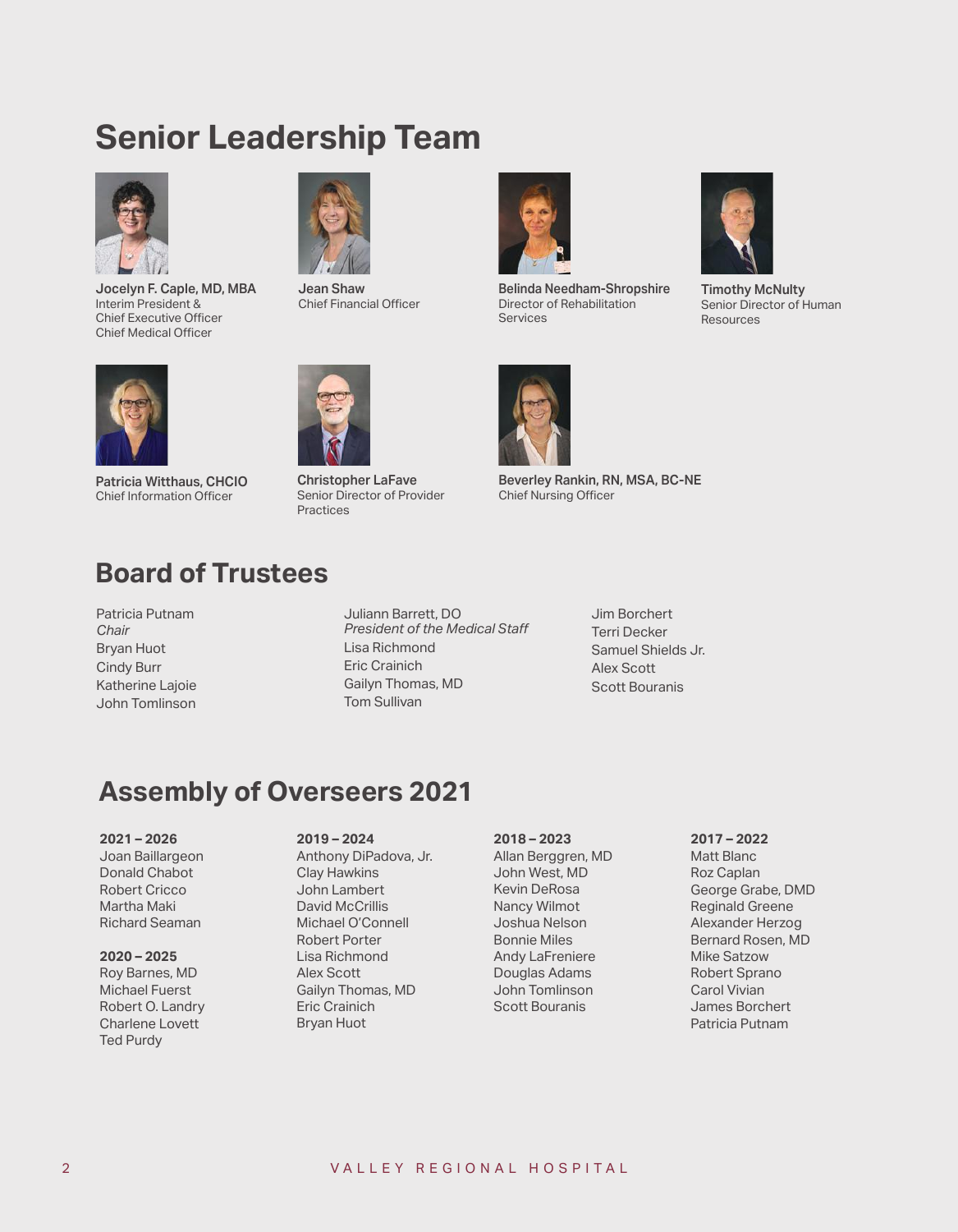# Senior Leadership Team

**Jocelyn F. Caple, MD, MBA**
Interim President &
Chief Executive Officer
Chief Medical Officer

**Jean Shaw**
Chief Financial Officer

**Belinda Needham-Shropshire**
Director of Rehabilitation Services

**Timothy McNulty**
Senior Director of Human Resources

**Patricia Witthaus, CHCIO**
Chief Information Officer

**Christopher LaFave**
Senior Director of Provider Practices

**Beverley Rankin, RN, MSA, BC-NE**
Chief Nursing Officer

# Board of Trustees

Patricia Putnam
*Chair*
Bryan Huot
Cindy Burr
Katherine Lajoie
John Tomlinson

Juliann Barrett, DO
*President of the Medical Staff*
Lisa Richmond
Eric Crainich
Gailyn Thomas, MD
Tom Sullivan

Jim Borchert
Terri Decker
Samuel Shields Jr.
Alex Scott
Scott Bouranis

# Assembly of Overseers 2021

**2021 – 2026**
Joan Baillargeon
Donald Chabot
Robert Cricco
Martha Maki
Richard Seaman

**2020 – 2025**
Roy Barnes, MD
Michael Fuerst
Robert O. Landry
Charlene Lovett
Ted Purdy

**2019 – 2024**
Anthony DiPadova, Jr.
Clay Hawkins
John Lambert
David McCrillis
Michael O'Connell
Robert Porter
Lisa Richmond
Alex Scott
Gailyn Thomas, MD
Eric Crainich
Bryan Huot

**2018 – 2023**
Allan Berggren, MD
John West, MD
Kevin DeRosa
Nancy Wilmot
Joshua Nelson
Bonnie Miles
Andy LaFreniere
Douglas Adams
John Tomlinson
Scott Bouranis

**2017 – 2022**
Matt Blanc
Roz Caplan
George Grabe, DMD
Reginald Greene
Alexander Herzog
Bernard Rosen, MD
Mike Satzow
Robert Sprano
Carol Vivian
James Borchert
Patricia Putnam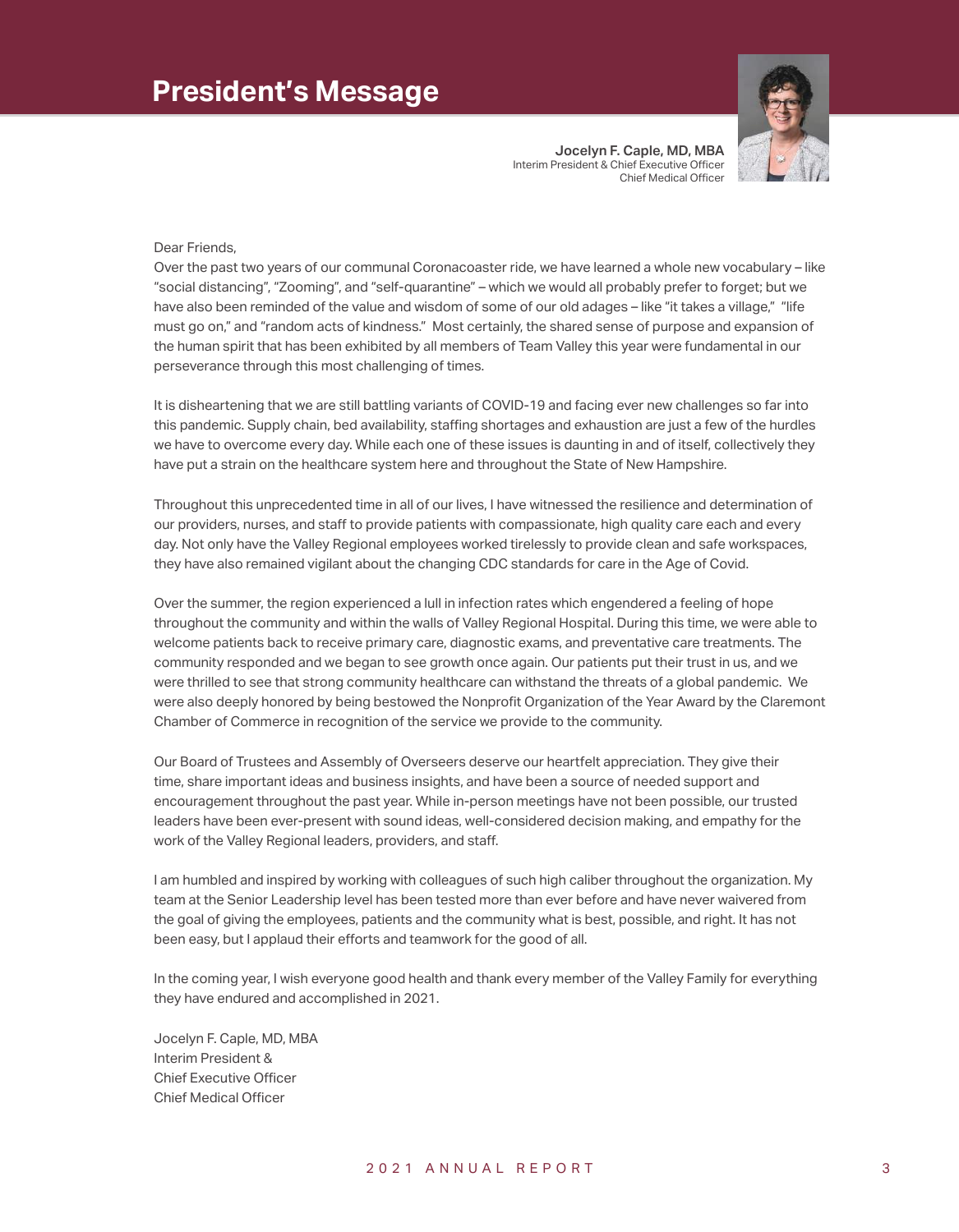# President's Message

**Jocelyn F. Caple, MD, MBA**
Interim President & Chief Executive Officer
Chief Medical Officer

Dear Friends,

Over the past two years of our communal Coronacoaster ride, we have learned a whole new vocabulary – like "social distancing", "Zooming", and "self-quarantine" – which we would all probably prefer to forget; but we have also been reminded of the value and wisdom of some of our old adages – like "it takes a village," "life must go on," and "random acts of kindness." Most certainly, the shared sense of purpose and expansion of the human spirit that has been exhibited by all members of Team Valley this year were fundamental in our perseverance through this most challenging of times.

It is disheartening that we are still battling variants of COVID-19 and facing ever new challenges so far into this pandemic. Supply chain, bed availability, staffing shortages and exhaustion are just a few of the hurdles we have to overcome every day. While each one of these issues is daunting in and of itself, collectively they have put a strain on the healthcare system here and throughout the State of New Hampshire.

Throughout this unprecedented time in all of our lives, I have witnessed the resilience and determination of our providers, nurses, and staff to provide patients with compassionate, high quality care each and every day. Not only have the Valley Regional employees worked tirelessly to provide clean and safe workspaces, they have also remained vigilant about the changing CDC standards for care in the Age of Covid.

Over the summer, the region experienced a lull in infection rates which engendered a feeling of hope throughout the community and within the walls of Valley Regional Hospital. During this time, we were able to welcome patients back to receive primary care, diagnostic exams, and preventative care treatments. The community responded and we began to see growth once again. Our patients put their trust in us, and we were thrilled to see that strong community healthcare can withstand the threats of a global pandemic. We were also deeply honored by being bestowed the Nonprofit Organization of the Year Award by the Claremont Chamber of Commerce in recognition of the service we provide to the community.

Our Board of Trustees and Assembly of Overseers deserve our heartfelt appreciation. They give their time, share important ideas and business insights, and have been a source of needed support and encouragement throughout the past year. While in-person meetings have not been possible, our trusted leaders have been ever-present with sound ideas, well-considered decision making, and empathy for the work of the Valley Regional leaders, providers, and staff.

I am humbled and inspired by working with colleagues of such high caliber throughout the organization. My team at the Senior Leadership level has been tested more than ever before and have never waivered from the goal of giving the employees, patients and the community what is best, possible, and right. It has not been easy, but I applaud their efforts and teamwork for the good of all.

In the coming year, I wish everyone good health and thank every member of the Valley Family for everything they have endured and accomplished in 2021.

Jocelyn F. Caple, MD, MBA
Interim President &
Chief Executive Officer
Chief Medical Officer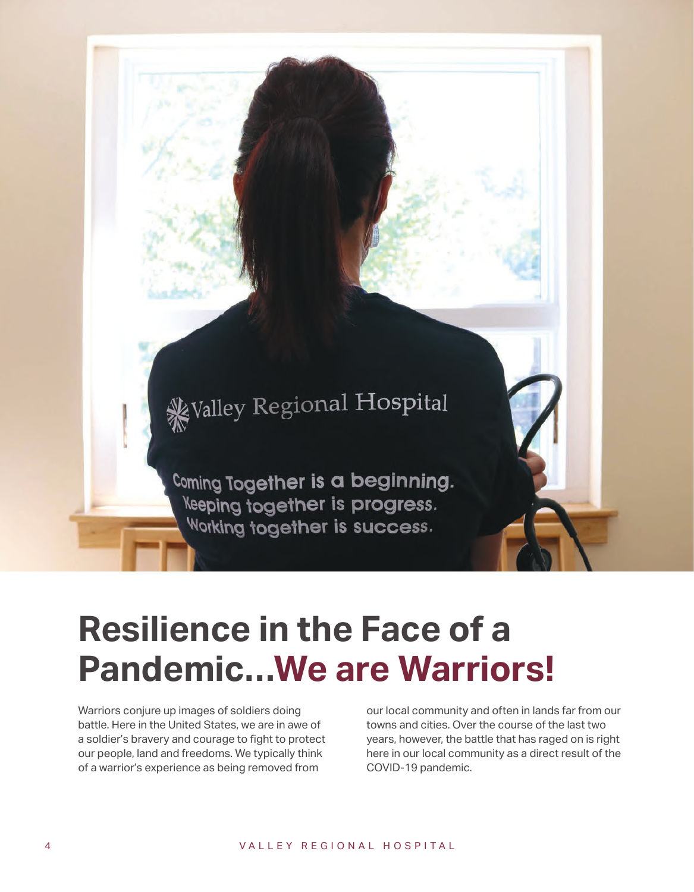# Resilience in the Face of a Pandemic...We are Warriors!

Warriors conjure up images of soldiers doing battle. Here in the United States, we are in awe of a soldier's bravery and courage to fight to protect our people, land and freedoms. We typically think of a warrior's experience as being removed from our local community and often in lands far from our towns and cities. Over the course of the last two years, however, the battle that has raged on is right here in our local community as a direct result of the COVID-19 pandemic.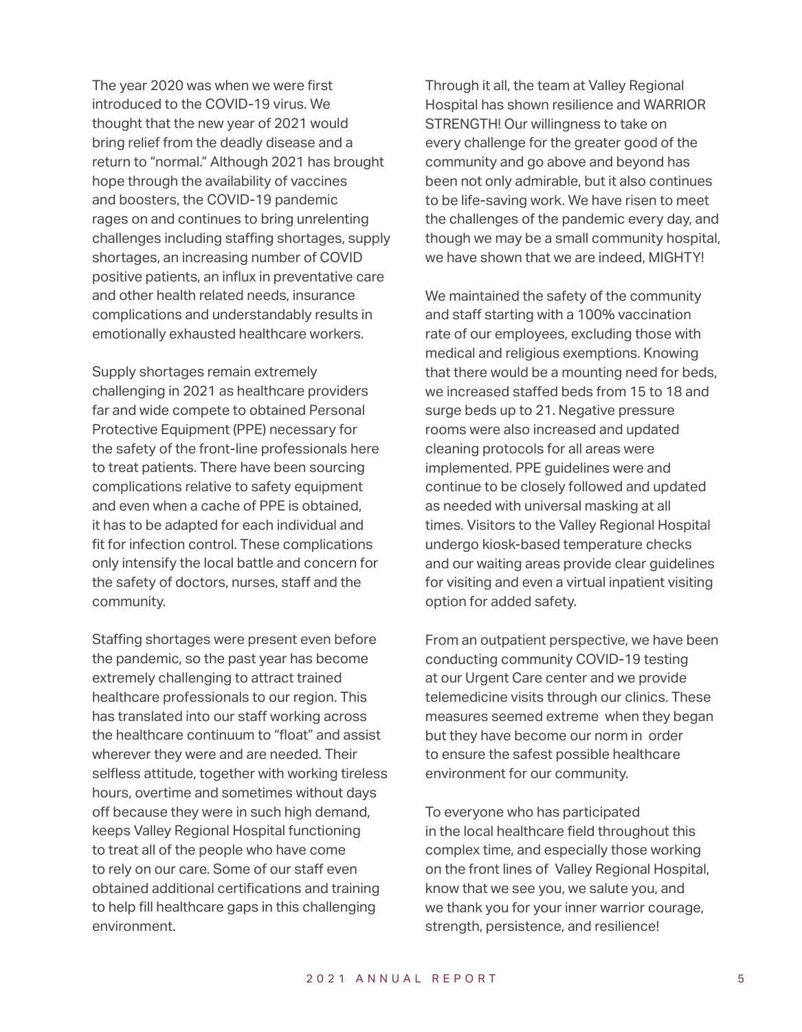The year 2020 was when we were first introduced to the COVID-19 virus. We thought that the new year of 2021 would bring relief from the deadly disease and a return to "normal." Although 2021 has brought hope through the availability of vaccines and boosters, the COVID-19 pandemic rages on and continues to bring unrelenting challenges including staffing shortages, supply shortages, an increasing number of COVID positive patients, an influx in preventative care and other health related needs, insurance complications and understandably results in emotionally exhausted healthcare workers.

Supply shortages remain extremely challenging in 2021 as healthcare providers far and wide compete to obtained Personal Protective Equipment (PPE) necessary for the safety of the front-line professionals here to treat patients. There have been sourcing complications relative to safety equipment and even when a cache of PPE is obtained, it has to be adapted for each individual and fit for infection control. These complications only intensify the local battle and concern for the safety of doctors, nurses, staff and the community.

Staffing shortages were present even before the pandemic, so the past year has become extremely challenging to attract trained healthcare professionals to our region. This has translated into our staff working across the healthcare continuum to "float" and assist wherever they were and are needed. Their selfless attitude, together with working tireless hours, overtime and sometimes without days off because they were in such high demand, keeps Valley Regional Hospital functioning to treat all of the people who have come to rely on our care. Some of our staff even obtained additional certifications and training to help fill healthcare gaps in this challenging environment.

Through it all, the team at Valley Regional Hospital has shown resilience and WARRIOR STRENGTH! Our willingness to take on every challenge for the greater good of the community and go above and beyond has been not only admirable, but it also continues to be life-saving work. We have risen to meet the challenges of the pandemic every day, and though we may be a small community hospital, we have shown that we are indeed, MIGHTY!

We maintained the safety of the community and staff starting with a 100% vaccination rate of our employees, excluding those with medical and religious exemptions. Knowing that there would be a mounting need for beds, we increased staffed beds from 15 to 18 and surge beds up to 21. Negative pressure rooms were also increased and updated cleaning protocols for all areas were implemented. PPE guidelines were and continue to be closely followed and updated as needed with universal masking at all times. Visitors to the Valley Regional Hospital undergo kiosk-based temperature checks and our waiting areas provide clear guidelines for visiting and even a virtual inpatient visiting option for added safety.

From an outpatient perspective, we have been conducting community COVID-19 testing at our Urgent Care center and we provide telemedicine visits through our clinics. These measures seemed extreme when they began but they have become our norm in order to ensure the safest possible healthcare environment for our community.

To everyone who has participated in the local healthcare field throughout this complex time, and especially those working on the front lines of Valley Regional Hospital, know that we see you, we salute you, and we thank you for your inner warrior courage, strength, persistence, and resilience!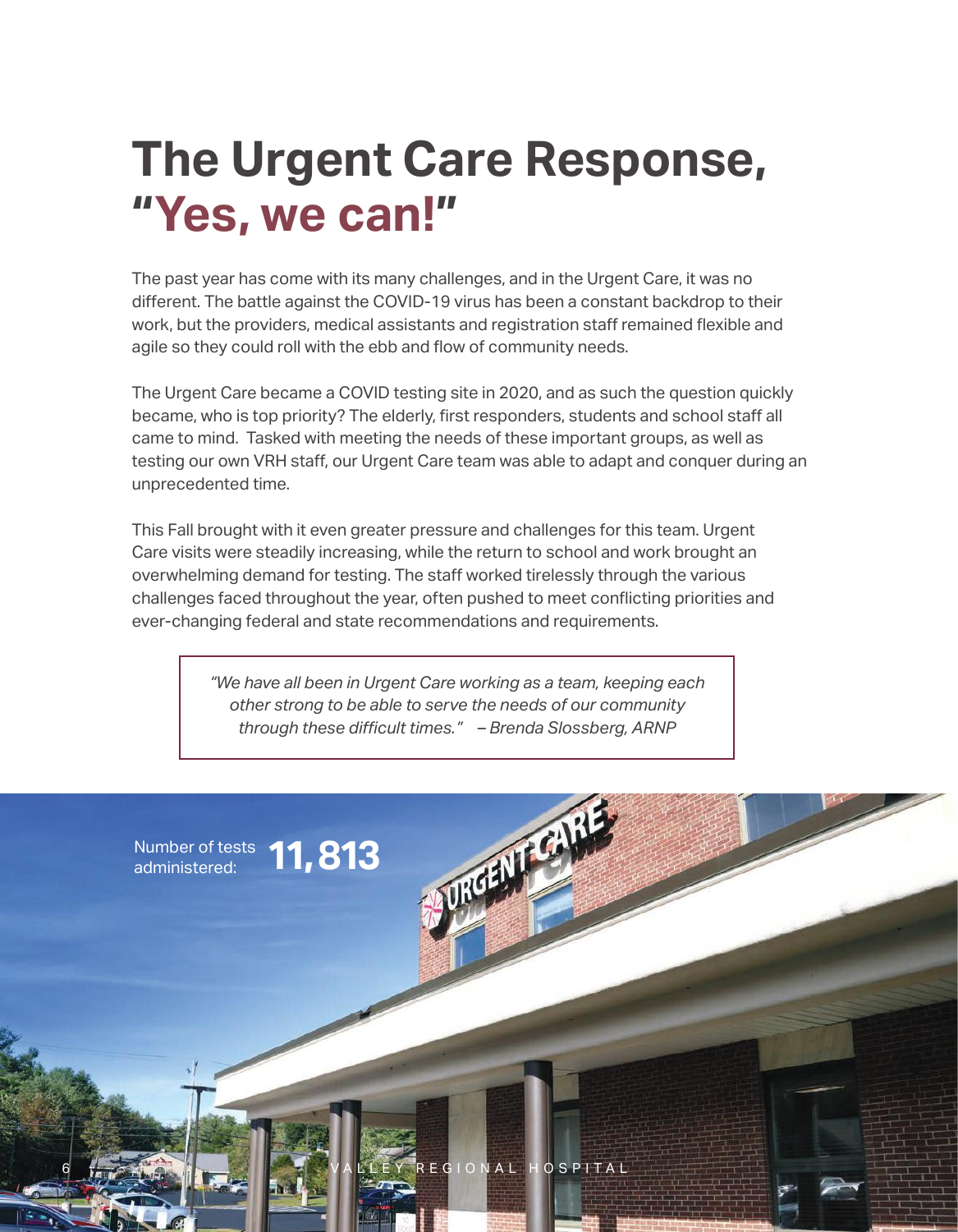# The Urgent Care Response, "Yes, we can!"

The past year has come with its many challenges, and in the Urgent Care, it was no different. The battle against the COVID-19 virus has been a constant backdrop to their work, but the providers, medical assistants and registration staff remained flexible and agile so they could roll with the ebb and flow of community needs.

The Urgent Care became a COVID testing site in 2020, and as such the question quickly became, who is top priority? The elderly, first responders, students and school staff all came to mind. Tasked with meeting the needs of these important groups, as well as testing our own VRH staff, our Urgent Care team was able to adapt and conquer during an unprecedented time.

This Fall brought with it even greater pressure and challenges for this team. Urgent Care visits were steadily increasing, while the return to school and work brought an overwhelming demand for testing. The staff worked tirelessly through the various challenges faced throughout the year, often pushed to meet conflicting priorities and ever-changing federal and state recommendations and requirements.

> *"We have all been in Urgent Care working as a team, keeping each other strong to be able to serve the needs of our community through these difficult times." – Brenda Slossberg, ARNP*

Number of tests administered: **11,813**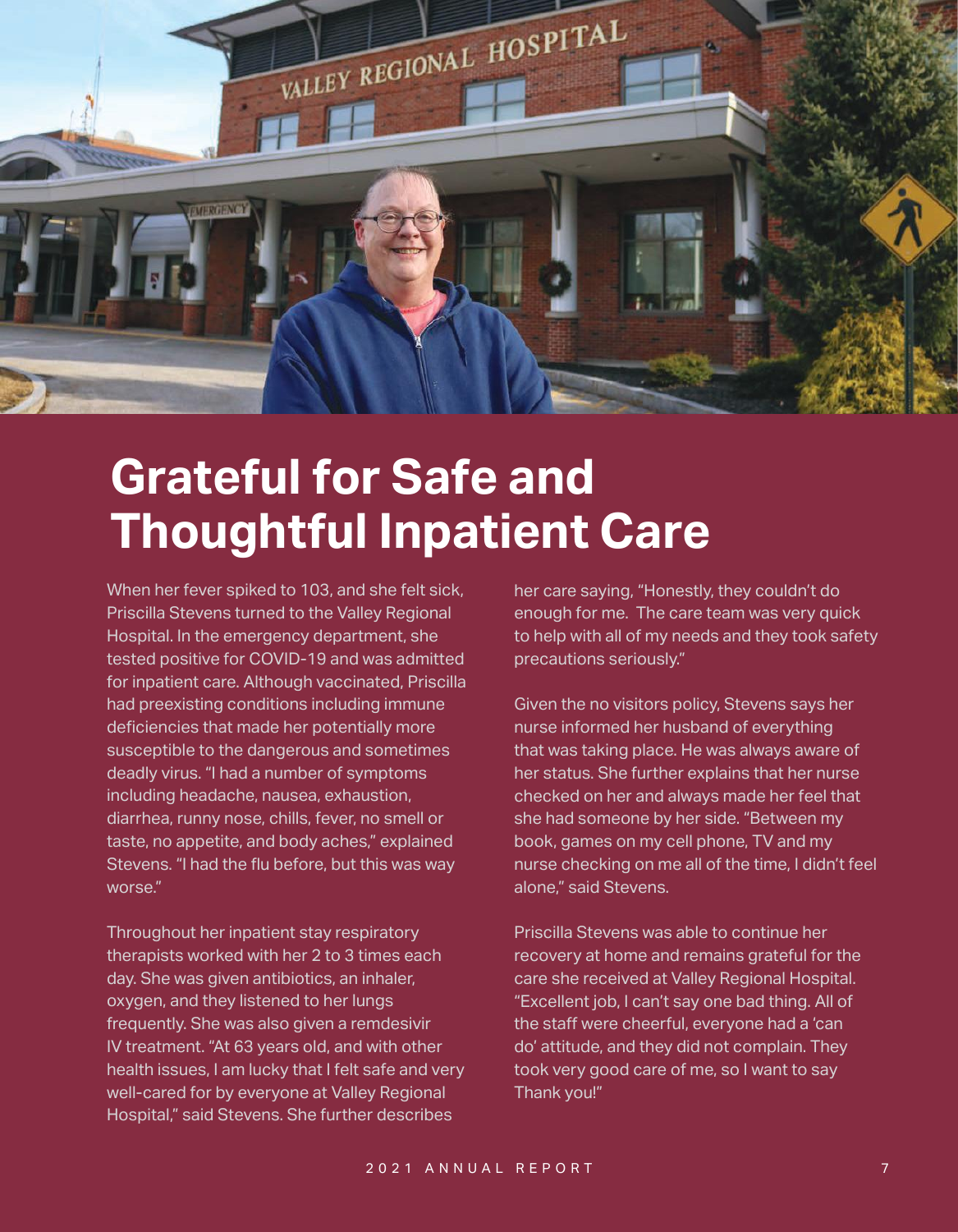# Grateful for Safe and Thoughtful Inpatient Care

When her fever spiked to 103, and she felt sick, Priscilla Stevens turned to the Valley Regional Hospital. In the emergency department, she tested positive for COVID-19 and was admitted for inpatient care. Although vaccinated, Priscilla had preexisting conditions including immune deficiencies that made her potentially more susceptible to the dangerous and sometimes deadly virus. "I had a number of symptoms including headache, nausea, exhaustion, diarrhea, runny nose, chills, fever, no smell or taste, no appetite, and body aches," explained Stevens. "I had the flu before, but this was way worse."

Throughout her inpatient stay respiratory therapists worked with her 2 to 3 times each day. She was given antibiotics, an inhaler, oxygen, and they listened to her lungs frequently. She was also given a remdesivir IV treatment. "At 63 years old, and with other health issues, I am lucky that I felt safe and very well-cared for by everyone at Valley Regional Hospital," said Stevens. She further describes her care saying, "Honestly, they couldn't do enough for me. The care team was very quick to help with all of my needs and they took safety precautions seriously."

Given the no visitors policy, Stevens says her nurse informed her husband of everything that was taking place. He was always aware of her status. She further explains that her nurse checked on her and always made her feel that she had someone by her side. "Between my book, games on my cell phone, TV and my nurse checking on me all of the time, I didn't feel alone," said Stevens.

Priscilla Stevens was able to continue her recovery at home and remains grateful for the care she received at Valley Regional Hospital. "Excellent job, I can't say one bad thing. All of the staff were cheerful, everyone had a 'can do' attitude, and they did not complain. They took very good care of me, so I want to say Thank you!"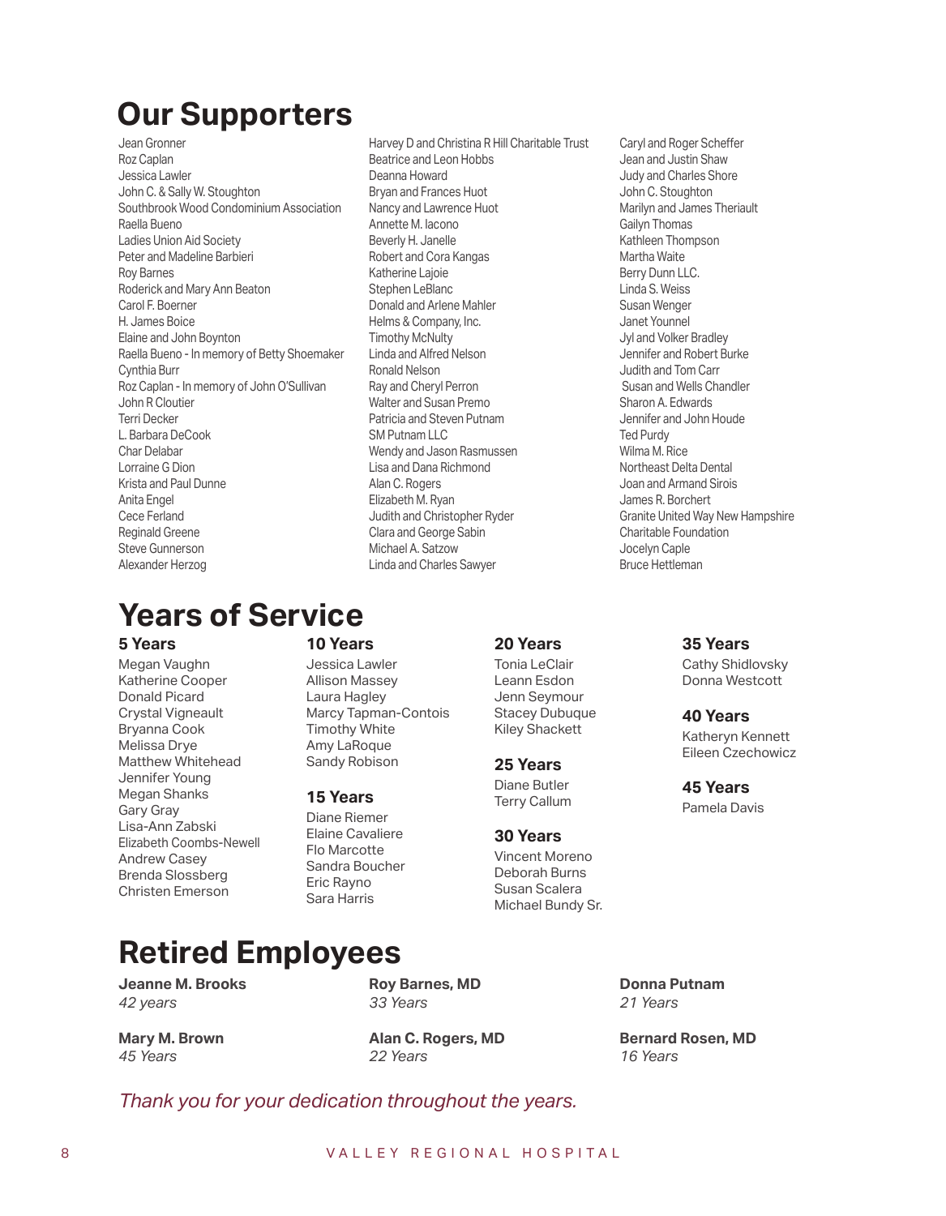# Our Supporters

Jean Gronner
Roz Caplan
Jessica Lawler
John C. & Sally W. Stoughton
Southbrook Wood Condominium Association
Raella Bueno
Ladies Union Aid Society
Peter and Madeline Barbieri
Roy Barnes
Roderick and Mary Ann Beaton
Carol F. Boerner
H. James Boice
Elaine and John Boynton
Raella Bueno - In memory of Betty Shoemaker
Cynthia Burr
Roz Caplan - In memory of John O'Sullivan
John R Cloutier
Terri Decker
L. Barbara DeCook
Char Delabar
Lorraine G Dion
Krista and Paul Dunne
Anita Engel
Cece Ferland
Reginald Greene
Steve Gunnerson
Alexander Herzog
Harvey D and Christina R Hill Charitable Trust
Beatrice and Leon Hobbs
Deanna Howard
Bryan and Frances Huot
Nancy and Lawrence Huot
Annette M. Iacono
Beverly H. Janelle
Robert and Cora Kangas
Katherine Lajoie
Stephen LeBlanc
Donald and Arlene Mahler
Helms & Company, Inc.
Timothy McNulty
Linda and Alfred Nelson
Ronald Nelson
Ray and Cheryl Perron
Walter and Susan Premo
Patricia and Steven Putnam
SM Putnam LLC
Wendy and Jason Rasmussen
Lisa and Dana Richmond
Alan C. Rogers
Elizabeth M. Ryan
Judith and Christopher Ryder
Clara and George Sabin
Michael A. Satzow
Linda and Charles Sawyer
Caryl and Roger Scheffer
Jean and Justin Shaw
Judy and Charles Shore
John C. Stoughton
Marilyn and James Theriault
Gailyn Thomas
Kathleen Thompson
Martha Waite
Berry Dunn LLC.
Linda S. Weiss
Susan Wenger
Janet Younnel
Jyl and Volker Bradley
Jennifer and Robert Burke
Judith and Tom Carr
Susan and Wells Chandler
Sharon A. Edwards
Jennifer and John Houde
Ted Purdy
Wilma M. Rice
Northeast Delta Dental
Joan and Armand Sirois
James R. Borchert
Granite United Way New Hampshire
Charitable Foundation
Jocelyn Caple
Bruce Hettleman

# Years of Service

### 5 Years

Megan Vaughn
Katherine Cooper
Donald Picard
Crystal Vigneault
Bryanna Cook
Melissa Drye
Matthew Whitehead
Jennifer Young
Megan Shanks
Gary Gray
Lisa-Ann Zabski
Elizabeth Coombs-Newell
Andrew Casey
Brenda Slossberg
Christen Emerson

### 10 Years

Jessica Lawler
Allison Massey
Laura Hagley
Marcy Tapman-Contois
Timothy White
Amy LaRoque
Sandy Robison

### 15 Years

Diane Riemer
Elaine Cavaliere
Flo Marcotte
Sandra Boucher
Eric Rayno
Sara Harris

### 20 Years

Tonia LeClair
Leann Esdon
Jenn Seymour
Stacey Dubuque
Kiley Shackett

### 25 Years

Diane Butler
Terry Callum

### 30 Years

Vincent Moreno
Deborah Burns
Susan Scalera
Michael Bundy Sr.

### 35 Years

Cathy Shidlovsky
Donna Westcott

### 40 Years

Katheryn Kennett
Eileen Czechowicz

### 45 Years

Pamela Davis

# Retired Employees

**Jeanne M. Brooks**
*42 years*

**Mary M. Brown**
*45 Years*

**Roy Barnes, MD**
*33 Years*

**Alan C. Rogers, MD**
*22 Years*

**Donna Putnam**
*21 Years*

**Bernard Rosen, MD**
*16 Years*

*Thank you for your dedication throughout the years.*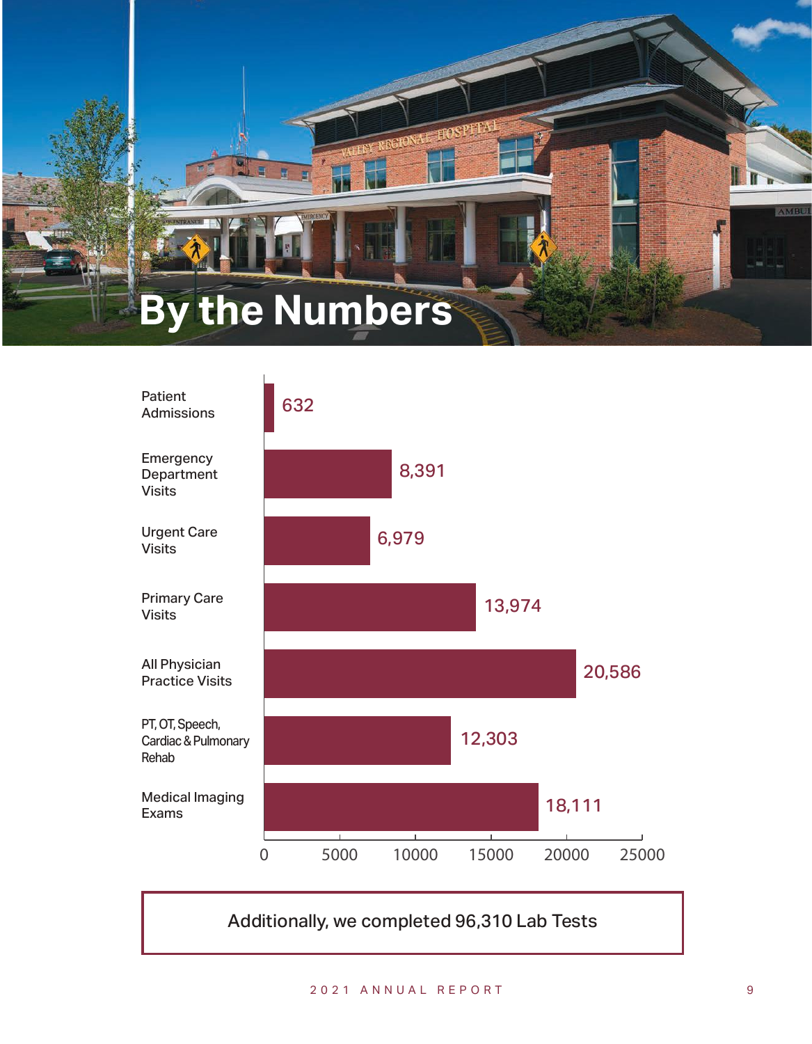# By the Numbers

| Category | Count |
| --- | --- |
| Patient Admissions | 632 |
| Emergency Department Visits | 8,391 |
| Urgent Care Visits | 6,979 |
| Primary Care Visits | 13,974 |
| All Physician Practice Visits | 20,586 |
| PT, OT, Speech, Cardiac & Pulmonary Rehab | 12,303 |
| Medical Imaging Exams | 18,111 |

Additionally, we completed 96,310 Lab Tests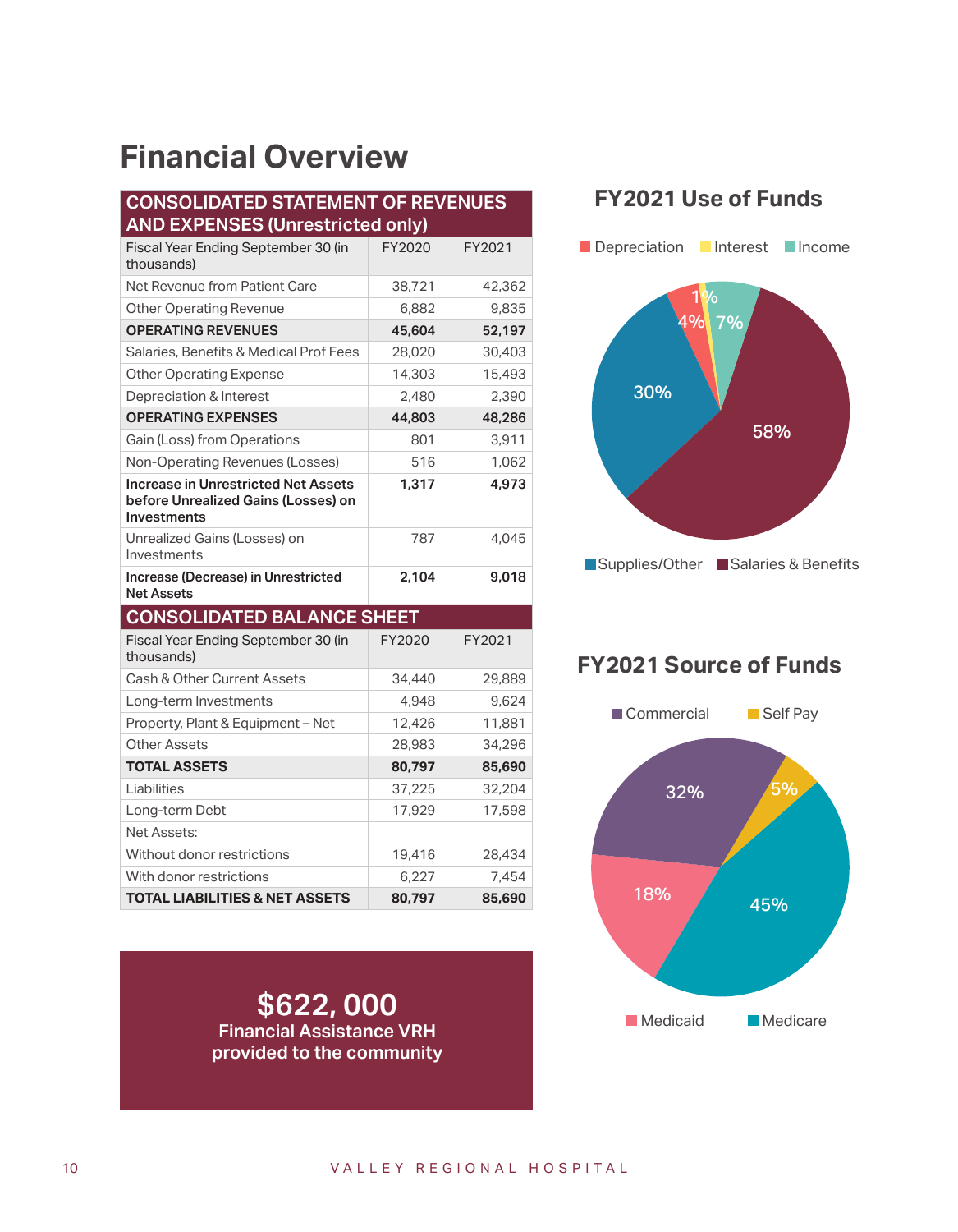# Financial Overview

| CONSOLIDATED STATEMENT OF REVENUES AND EXPENSES (Unrestricted only) | | |
|---|---|---|
| Fiscal Year Ending September 30 (in thousands) | FY2020 | FY2021 |
| Net Revenue from Patient Care | 38,721 | 42,362 |
| Other Operating Revenue | 6,882 | 9,835 |
| **OPERATING REVENUES** | **45,604** | **52,197** |
| Salaries, Benefits & Medical Prof Fees | 28,020 | 30,403 |
| Other Operating Expense | 14,303 | 15,493 |
| Depreciation & Interest | 2,480 | 2,390 |
| **OPERATING EXPENSES** | **44,803** | **48,286** |
| Gain (Loss) from Operations | 801 | 3,911 |
| Non-Operating Revenues (Losses) | 516 | 1,062 |
| **Increase in Unrestricted Net Assets before Unrealized Gains (Losses) on Investments** | **1,317** | **4,973** |
| Unrealized Gains (Losses) on Investments | 787 | 4,045 |
| **Increase (Decrease) in Unrestricted Net Assets** | **2,104** | **9,018** |

| CONSOLIDATED BALANCE SHEET | | |
|---|---|---|
| Fiscal Year Ending September 30 (in thousands) | FY2020 | FY2021 |
| Cash & Other Current Assets | 34,440 | 29,889 |
| Long-term Investments | 4,948 | 9,624 |
| Property, Plant & Equipment – Net | 12,426 | 11,881 |
| Other Assets | 28,983 | 34,296 |
| **TOTAL ASSETS** | **80,797** | **85,690** |
| Liabilities | 37,225 | 32,204 |
| Long-term Debt | 17,929 | 17,598 |
| Net Assets: | | |
| Without donor restrictions | 19,416 | 28,434 |
| With donor restrictions | 6,227 | 7,454 |
| **TOTAL LIABILITIES & NET ASSETS** | **80,797** | **85,690** |

**$622, 000**
**Financial Assistance VRH provided to the community**

## FY2021 Use of Funds

- Depreciation: 4%
- Interest: 1%
- Income: 7%
- Supplies/Other: 30%
- Salaries & Benefits: 58%

## FY2021 Source of Funds

- Commercial: 32%
- Self Pay: 5%
- Medicaid: 18%
- Medicare: 45%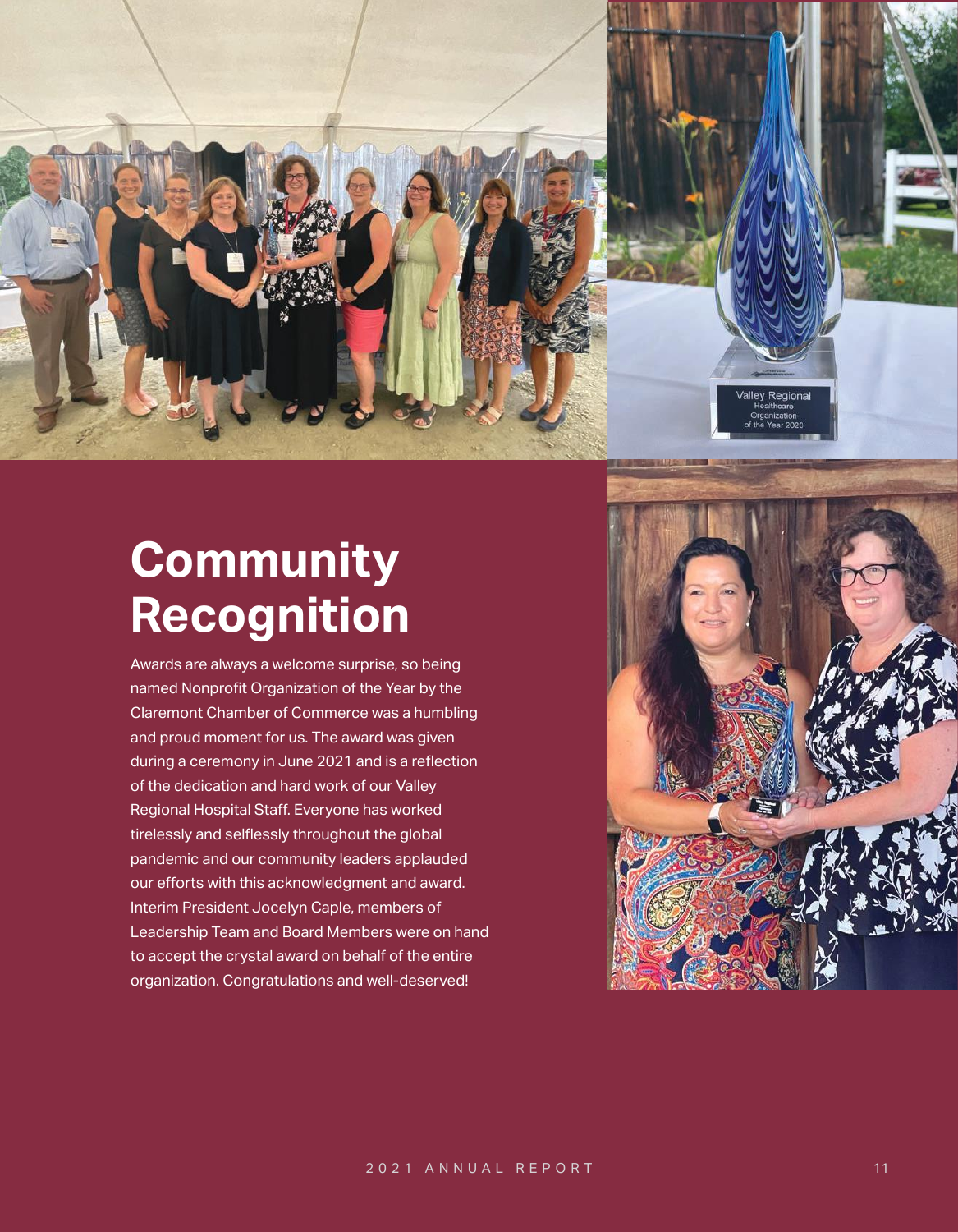# Community Recognition

Awards are always a welcome surprise, so being named Nonprofit Organization of the Year by the Claremont Chamber of Commerce was a humbling and proud moment for us. The award was given during a ceremony in June 2021 and is a reflection of the dedication and hard work of our Valley Regional Hospital Staff. Everyone has worked tirelessly and selflessly throughout the global pandemic and our community leaders applauded our efforts with this acknowledgment and award. Interim President Jocelyn Caple, members of Leadership Team and Board Members were on hand to accept the crystal award on behalf of the entire organization. Congratulations and well-deserved!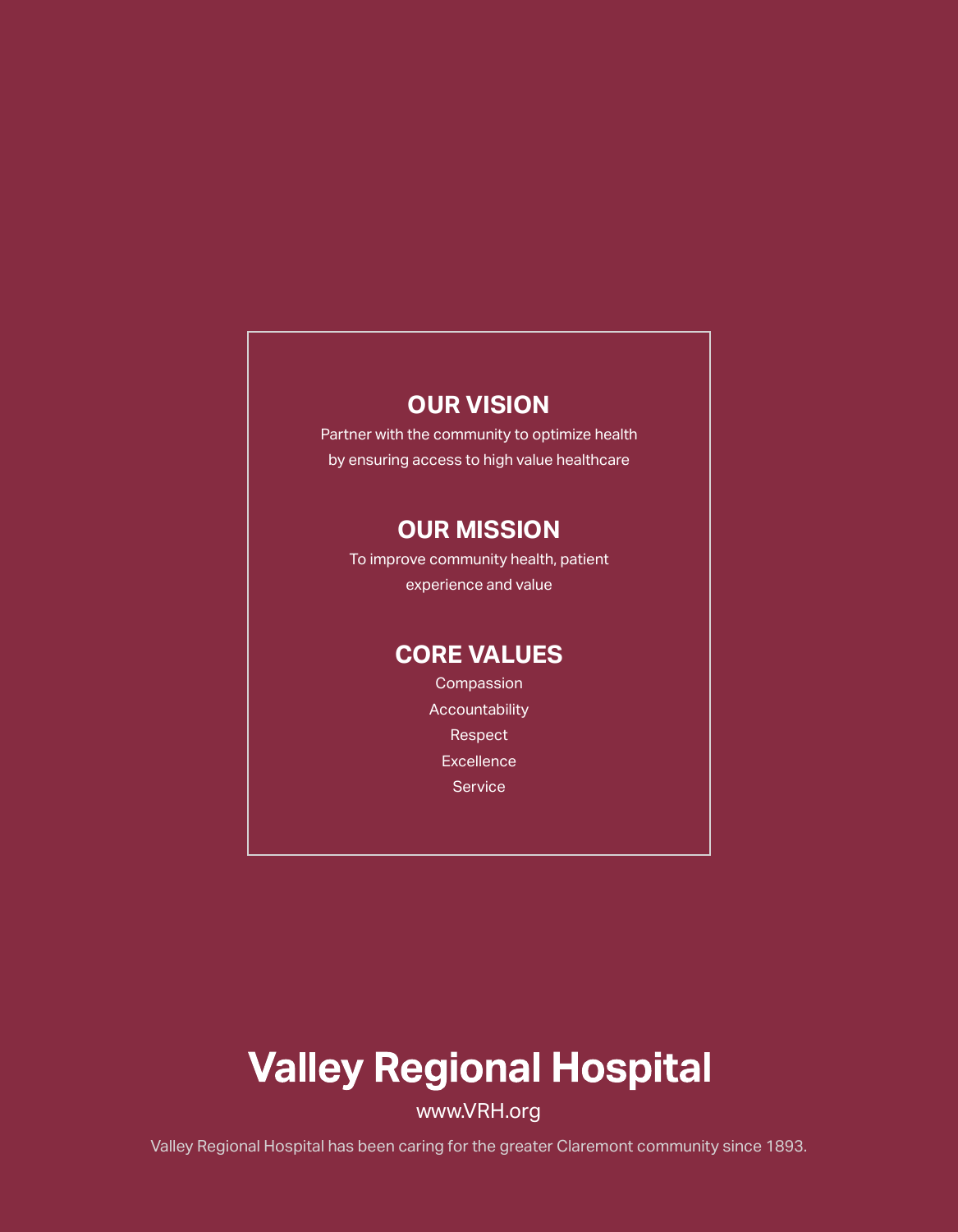## OUR VISION

Partner with the community to optimize health by ensuring access to high value healthcare

## OUR MISSION

To improve community health, patient experience and value

## CORE VALUES

Compassion

Accountability

Respect

Excellence

Service

# Valley Regional Hospital

www.VRH.org

Valley Regional Hospital has been caring for the greater Claremont community since 1893.